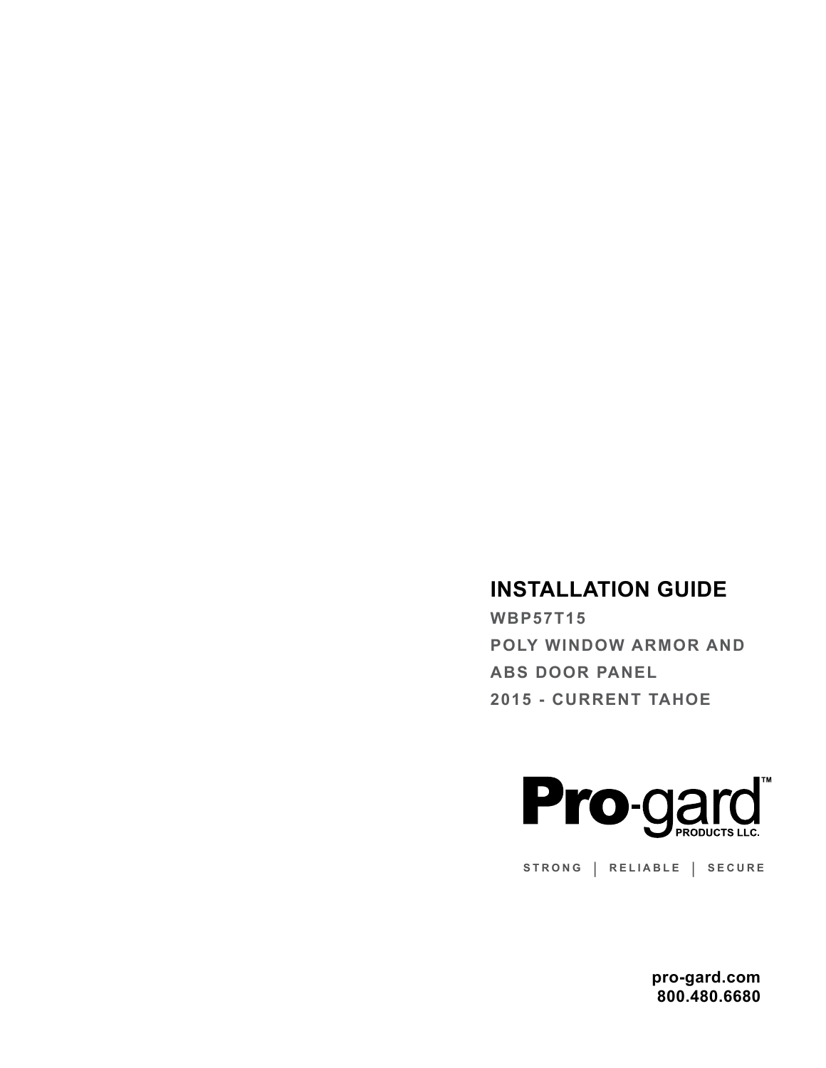# INSTALLATION GUIDE

**WBP57T15**

**POLY WINDOW ARMOR AND**

**ABS DOOR PANEL**

**2015 - CURRENT TAHOE**

**Pro-gard™**
PRODUCTS LLC.

STRONG | RELIABLE | SECURE

**pro-gard.com**
**800.480.6680**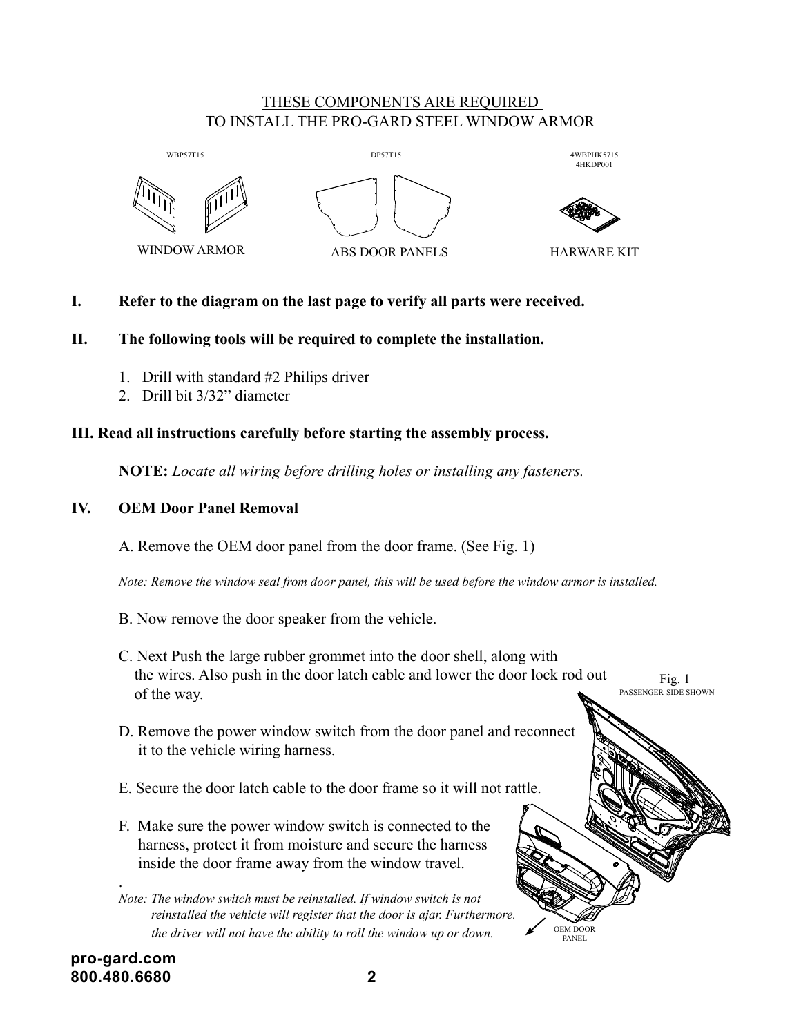THESE COMPONENTS ARE REQUIRED
TO INSTALL THE PRO-GARD STEEL WINDOW ARMOR

| WBP57T15 | DP57T15 | 4WBPHK5715<br>4HKDP001 |
|---|---|---|
| WINDOW ARMOR | ABS DOOR PANELS | HARWARE KIT |

**I. Refer to the diagram on the last page to verify all parts were received.**

**II. The following tools will be required to complete the installation.**

1. Drill with standard #2 Philips driver
2. Drill bit 3/32" diameter

**III. Read all instructions carefully before starting the assembly process.**

**NOTE:** *Locate all wiring before drilling holes or installing any fasteners.*

**IV. OEM Door Panel Removal**

A. Remove the OEM door panel from the door frame. (See Fig. 1)

*Note: Remove the window seal from door panel, this will be used before the window armor is installed.*

B. Now remove the door speaker from the vehicle.

C. Next Push the large rubber grommet into the door shell, along with the wires. Also push in the door latch cable and lower the door lock rod out of the way.

D. Remove the power window switch from the door panel and reconnect it to the vehicle wiring harness.

E. Secure the door latch cable to the door frame so it will not rattle.

F. Make sure the power window switch is connected to the harness, protect it from moisture and secure the harness inside the door frame away from the window travel.

*Note: The window switch must be reinstalled. If window switch is not reinstalled the vehicle will register that the door is ajar. Furthermore. the driver will not have the ability to roll the window up or down.*

Fig. 1
PASSENGER-SIDE SHOWN

OEM DOOR PANEL

pro-gard.com
800.480.6680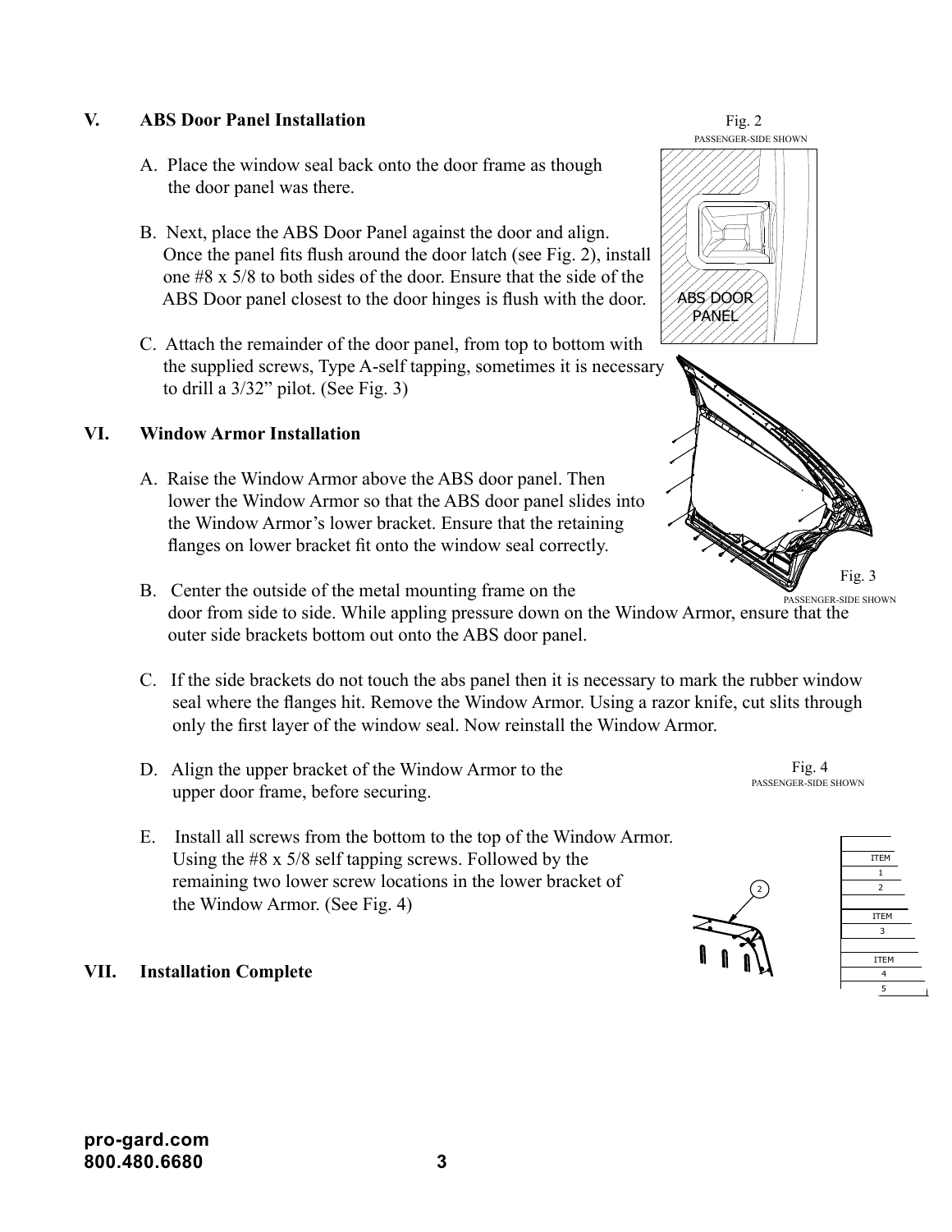## V. ABS Door Panel Installation

A. Place the window seal back onto the door frame as though the door panel was there.

B. Next, place the ABS Door Panel against the door and align. Once the panel fits flush around the door latch (see Fig. 2), install one #8 x 5/8 to both sides of the door. Ensure that the side of the ABS Door panel closest to the door hinges is flush with the door.

C. Attach the remainder of the door panel, from top to bottom with the supplied screws, Type A-self tapping, sometimes it is necessary to drill a 3/32" pilot. (See Fig. 3)

Fig. 2
PASSENGER-SIDE SHOWN

ABS DOOR PANEL

Fig. 3
PASSENGER-SIDE SHOWN

## VI. Window Armor Installation

A. Raise the Window Armor above the ABS door panel. Then lower the Window Armor so that the ABS door panel slides into the Window Armor's lower bracket. Ensure that the retaining flanges on lower bracket fit onto the window seal correctly.

B. Center the outside of the metal mounting frame on the door from side to side. While appling pressure down on the Window Armor, ensure that the outer side brackets bottom out onto the ABS door panel.

C. If the side brackets do not touch the abs panel then it is necessary to mark the rubber window seal where the flanges hit. Remove the Window Armor. Using a razor knife, cut slits through only the first layer of the window seal. Now reinstall the Window Armor.

D. Align the upper bracket of the Window Armor to the upper door frame, before securing.

E. Install all screws from the bottom to the top of the Window Armor. Using the #8 x 5/8 self tapping screws. Followed by the remaining two lower screw locations in the lower bracket of the Window Armor. (See Fig. 4)

Fig. 4
PASSENGER-SIDE SHOWN

## VII. Installation Complete

**pro-gard.com**
**800.480.6680**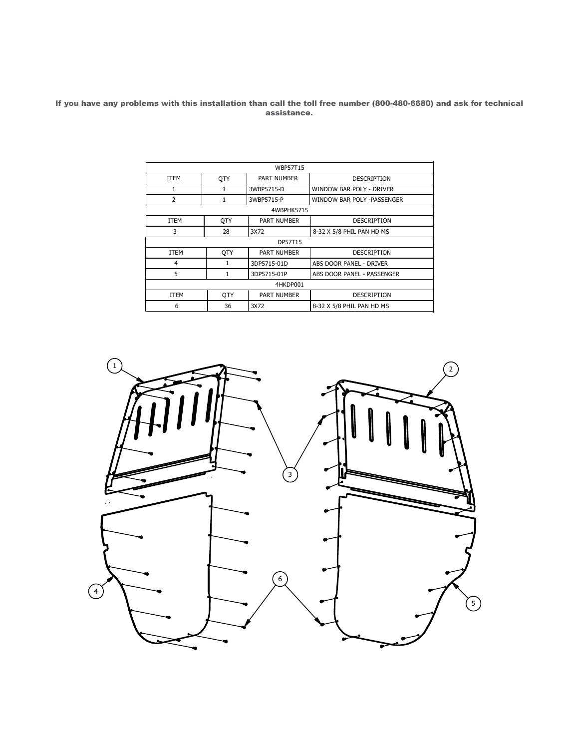**If you have any problems with this installation than call the toll free number (800-480-6680) and ask for technical assistance.**

| WBP57T15 | | | |
|---|---|---|---|
| ITEM | QTY | PART NUMBER | DESCRIPTION |
| 1 | 1 | 3WBP5715-D | WINDOW BAR POLY - DRIVER |
| 2 | 1 | 3WBP5715-P | WINDOW BAR POLY -PASSENGER |
| 4WBPHK5715 | | | |
| ITEM | QTY | PART NUMBER | DESCRIPTION |
| 3 | 28 | 3X72 | 8-32 X 5/8 PHIL PAN HD MS |
| DP57T15 | | | |
| ITEM | QTY | PART NUMBER | DESCRIPTION |
| 4 | 1 | 3DP5715-01D | ABS DOOR PANEL - DRIVER |
| 5 | 1 | 3DP5715-01P | ABS DOOR PANEL - PASSENGER |
| 4HKDP001 | | | |
| ITEM | QTY | PART NUMBER | DESCRIPTION |
| 6 | 36 | 3X72 | 8-32 X 5/8 PHIL PAN HD MS |

1

2

3

4

5

6